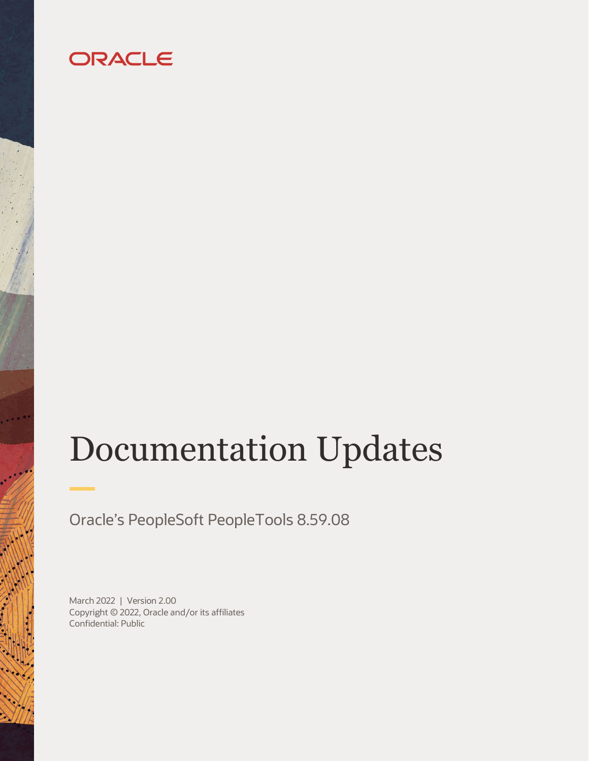ORACLE

# Documentation Updates

Oracle's PeopleSoft PeopleTools 8.59.08

March 2022 | Version 2.00
Copyright © 2022, Oracle and/or its affiliates
Confidential: Public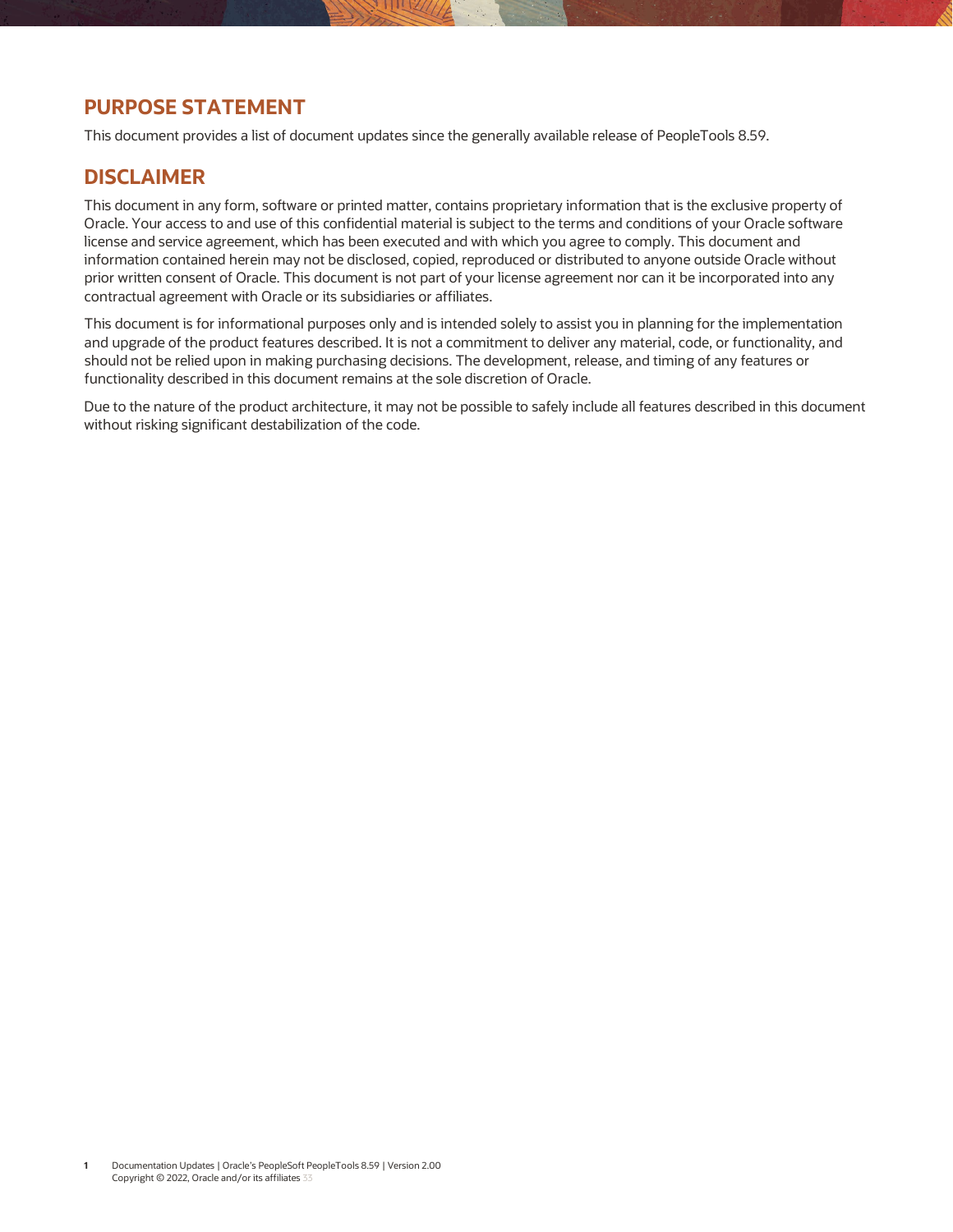## PURPOSE STATEMENT

This document provides a list of document updates since the generally available release of PeopleTools 8.59.

## DISCLAIMER

This document in any form, software or printed matter, contains proprietary information that is the exclusive property of Oracle. Your access to and use of this confidential material is subject to the terms and conditions of your Oracle software license and service agreement, which has been executed and with which you agree to comply. This document and information contained herein may not be disclosed, copied, reproduced or distributed to anyone outside Oracle without prior written consent of Oracle. This document is not part of your license agreement nor can it be incorporated into any contractual agreement with Oracle or its subsidiaries or affiliates.

This document is for informational purposes only and is intended solely to assist you in planning for the implementation and upgrade of the product features described. It is not a commitment to deliver any material, code, or functionality, and should not be relied upon in making purchasing decisions. The development, release, and timing of any features or functionality described in this document remains at the sole discretion of Oracle.

Due to the nature of the product architecture, it may not be possible to safely include all features described in this document without risking significant destabilization of the code.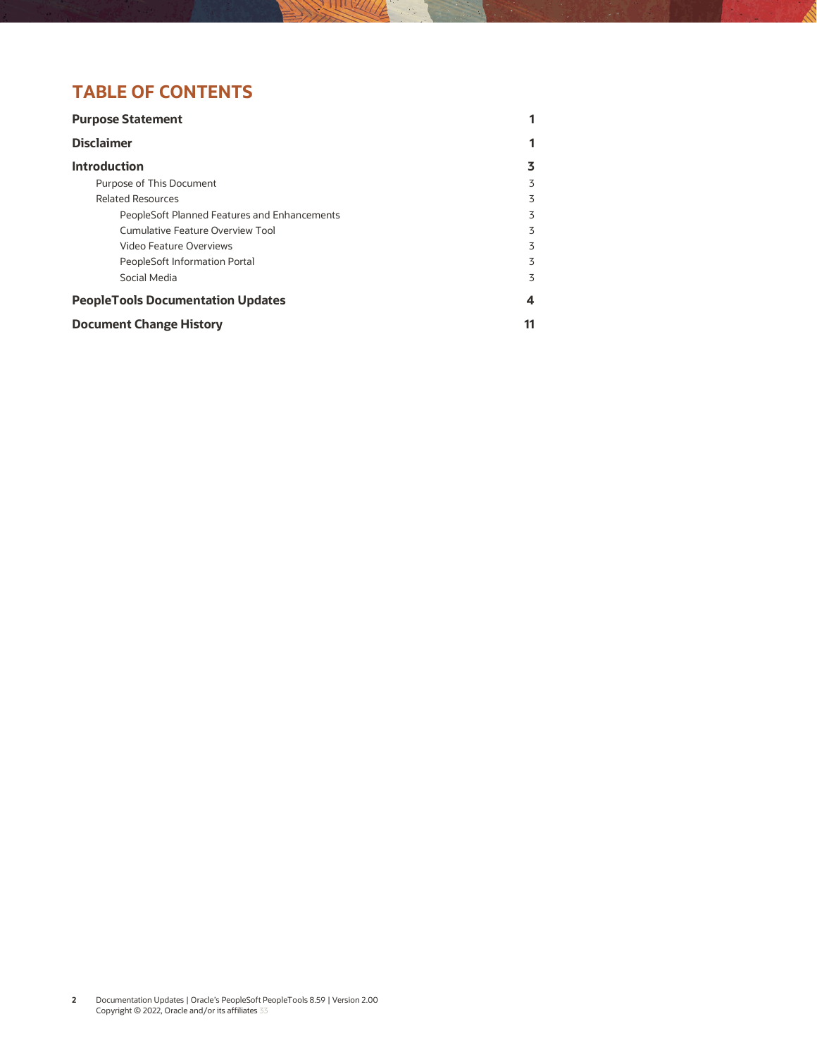# TABLE OF CONTENTS

| | |
|---|---|
| **Purpose Statement** | **1** |
| **Disclaimer** | **1** |
| **Introduction** | **3** |
| Purpose of This Document | 3 |
| Related Resources | 3 |
| PeopleSoft Planned Features and Enhancements | 3 |
| Cumulative Feature Overview Tool | 3 |
| Video Feature Overviews | 3 |
| PeopleSoft Information Portal | 3 |
| Social Media | 3 |
| **PeopleTools Documentation Updates** | **4** |
| **Document Change History** | **11** |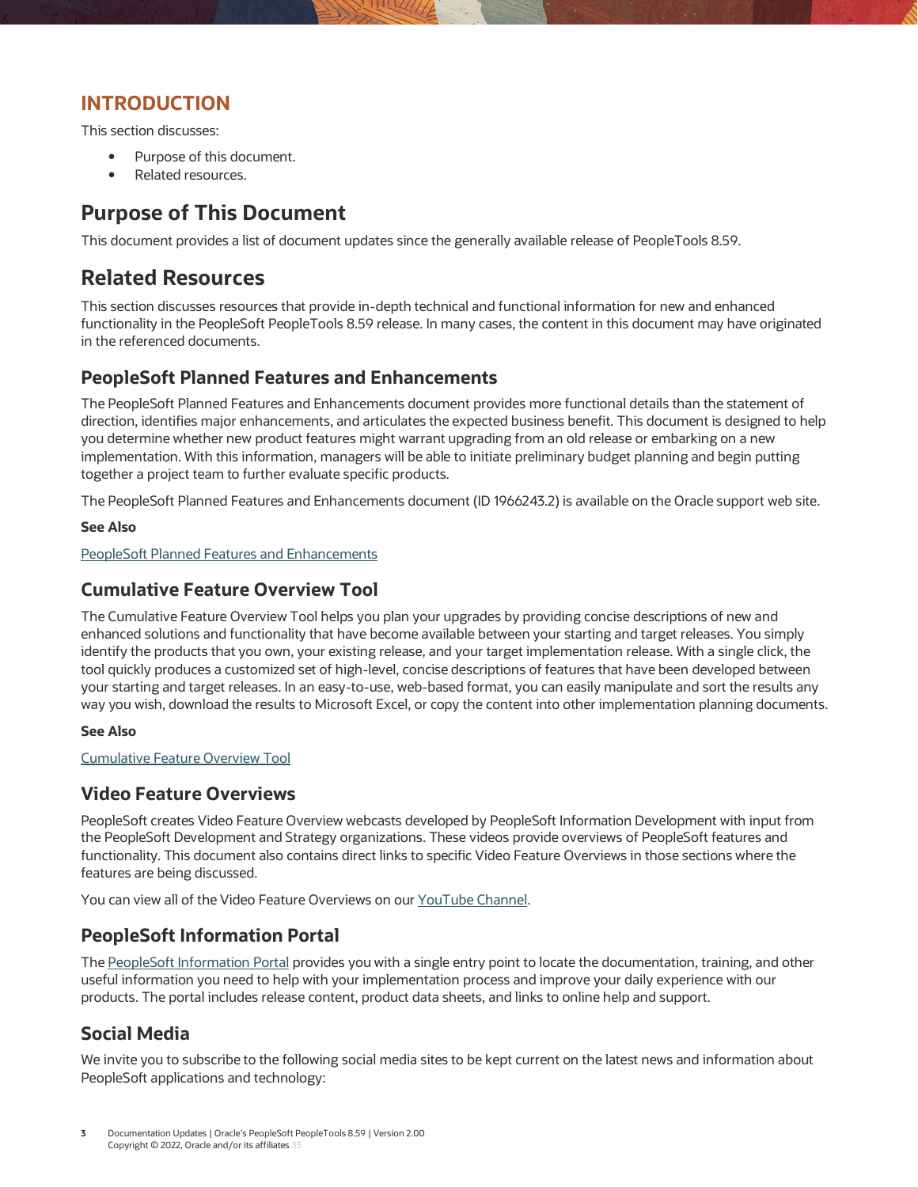# INTRODUCTION

This section discusses:

- Purpose of this document.
- Related resources.

## Purpose of This Document

This document provides a list of document updates since the generally available release of PeopleTools 8.59.

## Related Resources

This section discusses resources that provide in-depth technical and functional information for new and enhanced functionality in the PeopleSoft PeopleTools 8.59 release. In many cases, the content in this document may have originated in the referenced documents.

### PeopleSoft Planned Features and Enhancements

The PeopleSoft Planned Features and Enhancements document provides more functional details than the statement of direction, identifies major enhancements, and articulates the expected business benefit. This document is designed to help you determine whether new product features might warrant upgrading from an old release or embarking on a new implementation. With this information, managers will be able to initiate preliminary budget planning and begin putting together a project team to further evaluate specific products.

The PeopleSoft Planned Features and Enhancements document (ID 1966243.2) is available on the Oracle support web site.

**See Also**

PeopleSoft Planned Features and Enhancements

### Cumulative Feature Overview Tool

The Cumulative Feature Overview Tool helps you plan your upgrades by providing concise descriptions of new and enhanced solutions and functionality that have become available between your starting and target releases. You simply identify the products that you own, your existing release, and your target implementation release. With a single click, the tool quickly produces a customized set of high-level, concise descriptions of features that have been developed between your starting and target releases. In an easy-to-use, web-based format, you can easily manipulate and sort the results any way you wish, download the results to Microsoft Excel, or copy the content into other implementation planning documents.

**See Also**

Cumulative Feature Overview Tool

### Video Feature Overviews

PeopleSoft creates Video Feature Overview webcasts developed by PeopleSoft Information Development with input from the PeopleSoft Development and Strategy organizations. These videos provide overviews of PeopleSoft features and functionality. This document also contains direct links to specific Video Feature Overviews in those sections where the features are being discussed.

You can view all of the Video Feature Overviews on our YouTube Channel.

### PeopleSoft Information Portal

The PeopleSoft Information Portal provides you with a single entry point to locate the documentation, training, and other useful information you need to help with your implementation process and improve your daily experience with our products. The portal includes release content, product data sheets, and links to online help and support.

### Social Media

We invite you to subscribe to the following social media sites to be kept current on the latest news and information about PeopleSoft applications and technology: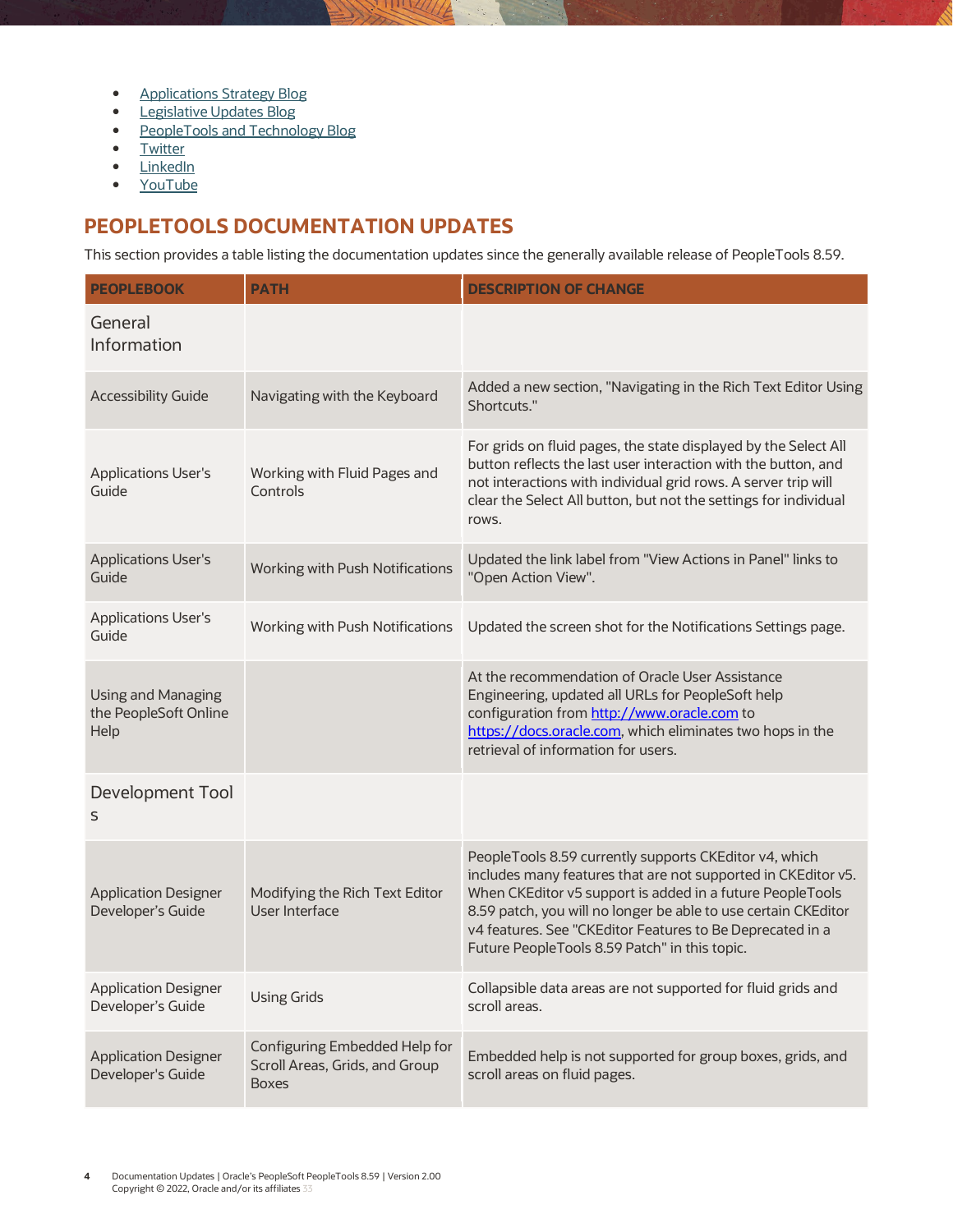- [Applications Strategy Blog]
- [Legislative Updates Blog]
- [PeopleTools and Technology Blog]
- [Twitter]
- [LinkedIn]
- [YouTube]

## PEOPLETOOLS DOCUMENTATION UPDATES

This section provides a table listing the documentation updates since the generally available release of PeopleTools 8.59.

| PEOPLEBOOK | PATH | DESCRIPTION OF CHANGE |
|---|---|---|
| General Information | | |
| Accessibility Guide | Navigating with the Keyboard | Added a new section, "Navigating in the Rich Text Editor Using Shortcuts." |
| Applications User's Guide | Working with Fluid Pages and Controls | For grids on fluid pages, the state displayed by the Select All button reflects the last user interaction with the button, and not interactions with individual grid rows. A server trip will clear the Select All button, but not the settings for individual rows. |
| Applications User's Guide | Working with Push Notifications | Updated the link label from "View Actions in Panel" links to "Open Action View". |
| Applications User's Guide | Working with Push Notifications | Updated the screen shot for the Notifications Settings page. |
| Using and Managing the PeopleSoft Online Help | | At the recommendation of Oracle User Assistance Engineering, updated all URLs for PeopleSoft help configuration from http://www.oracle.com to https://docs.oracle.com, which eliminates two hops in the retrieval of information for users. |
| Development Tools | | |
| Application Designer Developer's Guide | Modifying the Rich Text Editor User Interface | PeopleTools 8.59 currently supports CKEditor v4, which includes many features that are not supported in CKEditor v5. When CKEditor v5 support is added in a future PeopleTools 8.59 patch, you will no longer be able to use certain CKEditor v4 features. See "CKEditor Features to Be Deprecated in a Future PeopleTools 8.59 Patch" in this topic. |
| Application Designer Developer's Guide | Using Grids | Collapsible data areas are not supported for fluid grids and scroll areas. |
| Application Designer Developer's Guide | Configuring Embedded Help for Scroll Areas, Grids, and Group Boxes | Embedded help is not supported for group boxes, grids, and scroll areas on fluid pages. |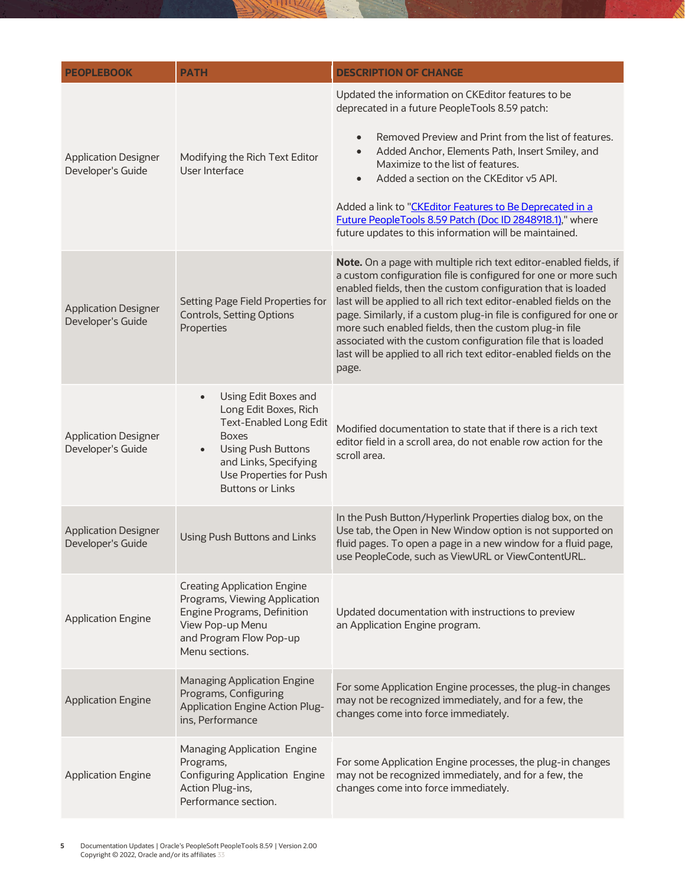| PEOPLEBOOK | PATH | DESCRIPTION OF CHANGE |
| --- | --- | --- |
| Application Designer Developer's Guide | Modifying the Rich Text Editor User Interface | Updated the information on CKEditor features to be deprecated in a future PeopleTools 8.59 patch:<br>• Removed Preview and Print from the list of features.<br>• Added Anchor, Elements Path, Insert Smiley, and Maximize to the list of features.<br>• Added a section on the CKEditor v5 API.<br><br>Added a link to "[CKEditor Features to Be Deprecated in a Future PeopleTools 8.59 Patch (Doc ID 2848918.1)](#)," where future updates to this information will be maintained. |
| Application Designer Developer's Guide | Setting Page Field Properties for Controls, Setting Options Properties | **Note.** On a page with multiple rich text editor-enabled fields, if a custom configuration file is configured for one or more such enabled fields, then the custom configuration that is loaded last will be applied to all rich text editor-enabled fields on the page. Similarly, if a custom plug-in file is configured for one or more such enabled fields, then the custom plug-in file associated with the custom configuration file that is loaded last will be applied to all rich text editor-enabled fields on the page. |
| Application Designer Developer's Guide | • Using Edit Boxes and Long Edit Boxes, Rich Text-Enabled Long Edit Boxes<br>• Using Push Buttons and Links, Specifying Use Properties for Push Buttons or Links | Modified documentation to state that if there is a rich text editor field in a scroll area, do not enable row action for the scroll area. |
| Application Designer Developer's Guide | Using Push Buttons and Links | In the Push Button/Hyperlink Properties dialog box, on the Use tab, the Open in New Window option is not supported on fluid pages. To open a page in a new window for a fluid page, use PeopleCode, such as ViewURL or ViewContentURL. |
| Application Engine | Creating Application Engine Programs, Viewing Application Engine Programs, Definition View Pop-up Menu and Program Flow Pop-up Menu sections. | Updated documentation with instructions to preview an Application Engine program. |
| Application Engine | Managing Application Engine Programs, Configuring Application Engine Action Plug-ins, Performance | For some Application Engine processes, the plug-in changes may not be recognized immediately, and for a few, the changes come into force immediately. |
| Application Engine | Managing Application Engine Programs,<br>Configuring Application Engine Action Plug-ins,<br>Performance section. | For some Application Engine processes, the plug-in changes may not be recognized immediately, and for a few, the changes come into force immediately. |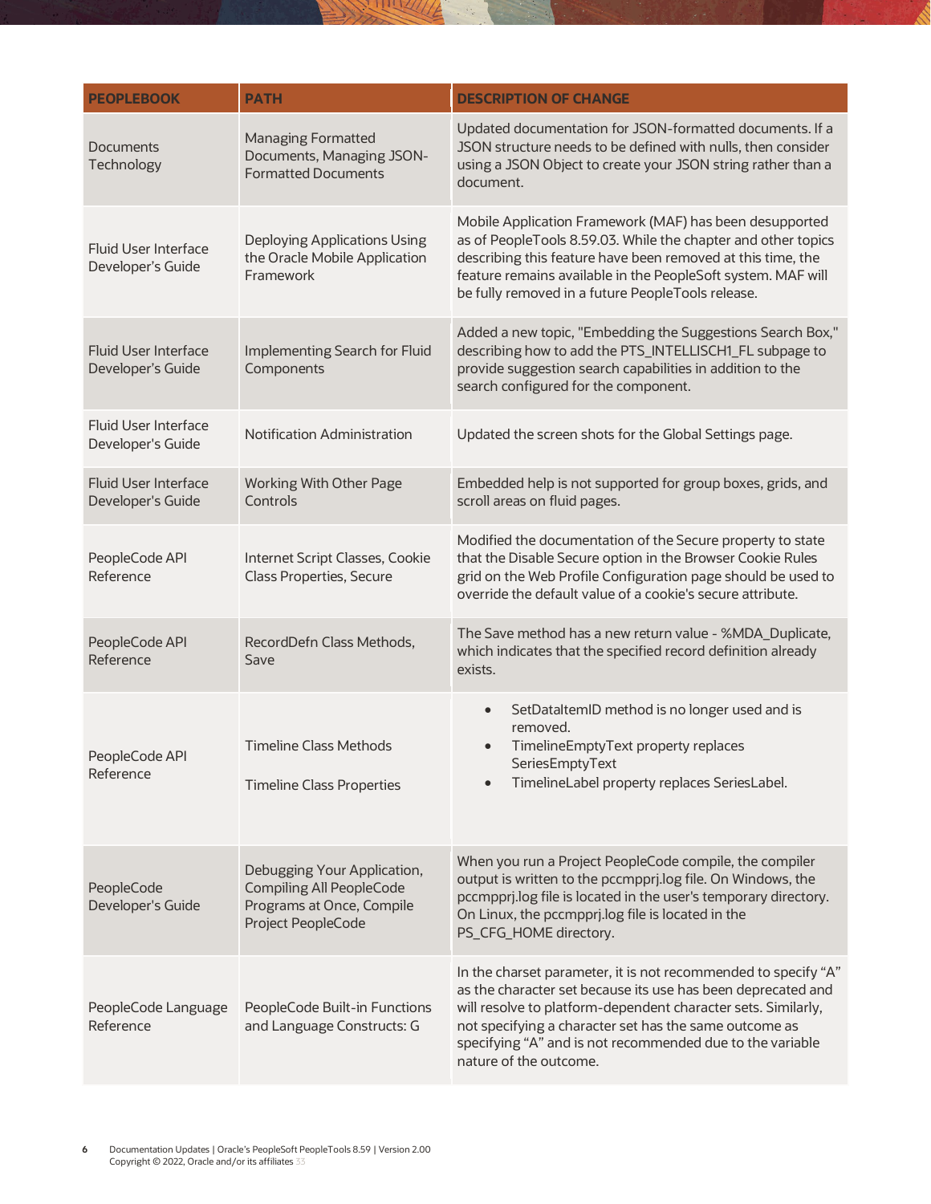| PEOPLEBOOK | PATH | DESCRIPTION OF CHANGE |
|---|---|---|
| Documents Technology | Managing Formatted Documents, Managing JSON-Formatted Documents | Updated documentation for JSON-formatted documents. If a JSON structure needs to be defined with nulls, then consider using a JSON Object to create your JSON string rather than a document. |
| Fluid User Interface Developer's Guide | Deploying Applications Using the Oracle Mobile Application Framework | Mobile Application Framework (MAF) has been desupported as of PeopleTools 8.59.03. While the chapter and other topics describing this feature have been removed at this time, the feature remains available in the PeopleSoft system. MAF will be fully removed in a future PeopleTools release. |
| Fluid User Interface Developer's Guide | Implementing Search for Fluid Components | Added a new topic, "Embedding the Suggestions Search Box," describing how to add the PTS_INTELLISCH1_FL subpage to provide suggestion search capabilities in addition to the search configured for the component. |
| Fluid User Interface Developer's Guide | Notification Administration | Updated the screen shots for the Global Settings page. |
| Fluid User Interface Developer's Guide | Working With Other Page Controls | Embedded help is not supported for group boxes, grids, and scroll areas on fluid pages. |
| PeopleCode API Reference | Internet Script Classes, Cookie Class Properties, Secure | Modified the documentation of the Secure property to state that the Disable Secure option in the Browser Cookie Rules grid on the Web Profile Configuration page should be used to override the default value of a cookie's secure attribute. |
| PeopleCode API Reference | RecordDefn Class Methods, Save | The Save method has a new return value - %MDA_Duplicate, which indicates that the specified record definition already exists. |
| PeopleCode API Reference | Timeline Class Methods<br><br>Timeline Class Properties | • SetDataItemID method is no longer used and is removed.<br>• TimelineEmptyText property replaces SeriesEmptyText<br>• TimelineLabel property replaces SeriesLabel. |
| PeopleCode Developer's Guide | Debugging Your Application, Compiling All PeopleCode Programs at Once, Compile Project PeopleCode | When you run a Project PeopleCode compile, the compiler output is written to the pccmpprj.log file. On Windows, the pccmpprj.log file is located in the user's temporary directory. On Linux, the pccmpprj.log file is located in the PS_CFG_HOME directory. |
| PeopleCode Language Reference | PeopleCode Built-in Functions and Language Constructs: G | In the charset parameter, it is not recommended to specify "A" as the character set because its use has been deprecated and will resolve to platform-dependent character sets. Similarly, not specifying a character set has the same outcome as specifying "A" and is not recommended due to the variable nature of the outcome. |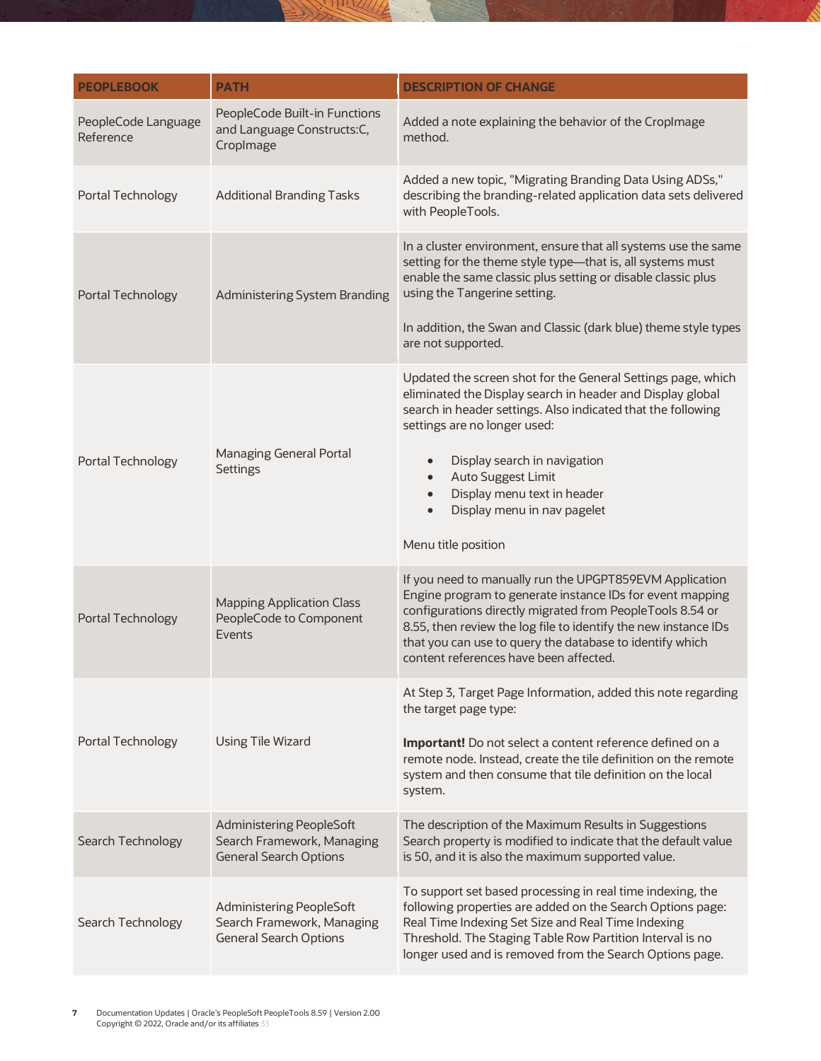| PEOPLEBOOK | PATH | DESCRIPTION OF CHANGE |
| --- | --- | --- |
| PeopleCode Language Reference | PeopleCode Built-in Functions and Language Constructs:C, CropImage | Added a note explaining the behavior of the CropImage method. |
| Portal Technology | Additional Branding Tasks | Added a new topic, "Migrating Branding Data Using ADSs," describing the branding-related application data sets delivered with PeopleTools. |
| Portal Technology | Administering System Branding | In a cluster environment, ensure that all systems use the same setting for the theme style type—that is, all systems must enable the same classic plus setting or disable classic plus using the Tangerine setting.<br><br>In addition, the Swan and Classic (dark blue) theme style types are not supported. |
| Portal Technology | Managing General Portal Settings | Updated the screen shot for the General Settings page, which eliminated the Display search in header and Display global search in header settings. Also indicated that the following settings are no longer used:<br><br>• Display search in navigation<br>• Auto Suggest Limit<br>• Display menu text in header<br>• Display menu in nav pagelet<br><br>Menu title position |
| Portal Technology | Mapping Application Class PeopleCode to Component Events | If you need to manually run the UPGPT859EVM Application Engine program to generate instance IDs for event mapping configurations directly migrated from PeopleTools 8.54 or 8.55, then review the log file to identify the new instance IDs that you can use to query the database to identify which content references have been affected. |
| Portal Technology | Using Tile Wizard | At Step 3, Target Page Information, added this note regarding the target page type:<br><br>**Important!** Do not select a content reference defined on a remote node. Instead, create the tile definition on the remote system and then consume that tile definition on the local system. |
| Search Technology | Administering PeopleSoft Search Framework, Managing General Search Options | The description of the Maximum Results in Suggestions Search property is modified to indicate that the default value is 50, and it is also the maximum supported value. |
| Search Technology | Administering PeopleSoft Search Framework, Managing General Search Options | To support set based processing in real time indexing, the following properties are added on the Search Options page: Real Time Indexing Set Size and Real Time Indexing Threshold. The Staging Table Row Partition Interval is no longer used and is removed from the Search Options page. |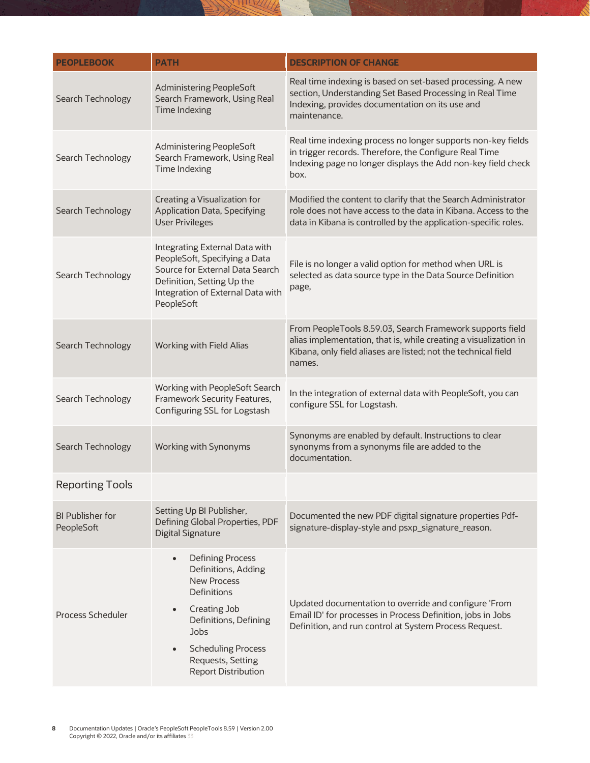| PEOPLEBOOK | PATH | DESCRIPTION OF CHANGE |
|---|---|---|
| Search Technology | Administering PeopleSoft Search Framework, Using Real Time Indexing | Real time indexing is based on set-based processing. A new section, Understanding Set Based Processing in Real Time Indexing, provides documentation on its use and maintenance. |
| Search Technology | Administering PeopleSoft Search Framework, Using Real Time Indexing | Real time indexing process no longer supports non-key fields in trigger records. Therefore, the Configure Real Time Indexing page no longer displays the Add non-key field check box. |
| Search Technology | Creating a Visualization for Application Data, Specifying User Privileges | Modified the content to clarify that the Search Administrator role does not have access to the data in Kibana. Access to the data in Kibana is controlled by the application-specific roles. |
| Search Technology | Integrating External Data with PeopleSoft, Specifying a Data Source for External Data Search Definition, Setting Up the Integration of External Data with PeopleSoft | File is no longer a valid option for method when URL is selected as data source type in the Data Source Definition page, |
| Search Technology | Working with Field Alias | From PeopleTools 8.59.03, Search Framework supports field alias implementation, that is, while creating a visualization in Kibana, only field aliases are listed; not the technical field names. |
| Search Technology | Working with PeopleSoft Search Framework Security Features, Configuring SSL for Logstash | In the integration of external data with PeopleSoft, you can configure SSL for Logstash. |
| Search Technology | Working with Synonyms | Synonyms are enabled by default. Instructions to clear synonyms from a synonyms file are added to the documentation. |
| Reporting Tools | | |
| BI Publisher for PeopleSoft | Setting Up BI Publisher, Defining Global Properties, PDF Digital Signature | Documented the new PDF digital signature properties Pdf-signature-display-style and psxp_signature_reason. |
| Process Scheduler | • Defining Process Definitions, Adding New Process Definitions<br>• Creating Job Definitions, Defining Jobs<br>• Scheduling Process Requests, Setting Report Distribution | Updated documentation to override and configure 'From Email ID' for processes in Process Definition, jobs in Jobs Definition, and run control at System Process Request. |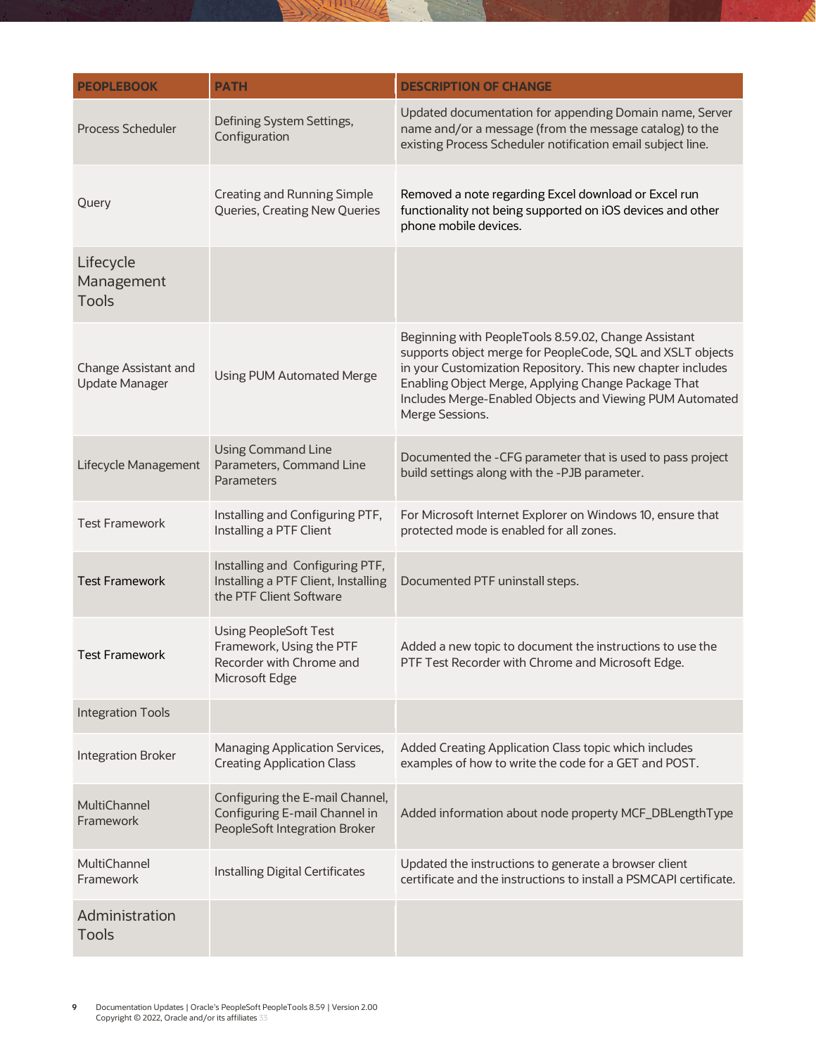| PEOPLEBOOK | PATH | DESCRIPTION OF CHANGE |
| --- | --- | --- |
| Process Scheduler | Defining System Settings, Configuration | Updated documentation for appending Domain name, Server name and/or a message (from the message catalog) to the existing Process Scheduler notification email subject line. |
| Query | Creating and Running Simple Queries, Creating New Queries | Removed a note regarding Excel download or Excel run functionality not being supported on iOS devices and other phone mobile devices. |
| Lifecycle Management Tools | | |
| Change Assistant and Update Manager | Using PUM Automated Merge | Beginning with PeopleTools 8.59.02, Change Assistant supports object merge for PeopleCode, SQL and XSLT objects in your Customization Repository. This new chapter includes Enabling Object Merge, Applying Change Package That Includes Merge-Enabled Objects and Viewing PUM Automated Merge Sessions. |
| Lifecycle Management | Using Command Line Parameters, Command Line Parameters | Documented the -CFG parameter that is used to pass project build settings along with the -PJB parameter. |
| Test Framework | Installing and Configuring PTF, Installing a PTF Client | For Microsoft Internet Explorer on Windows 10, ensure that protected mode is enabled for all zones. |
| Test Framework | Installing and Configuring PTF, Installing a PTF Client, Installing the PTF Client Software | Documented PTF uninstall steps. |
| Test Framework | Using PeopleSoft Test Framework, Using the PTF Recorder with Chrome and Microsoft Edge | Added a new topic to document the instructions to use the PTF Test Recorder with Chrome and Microsoft Edge. |
| Integration Tools | | |
| Integration Broker | Managing Application Services, Creating Application Class | Added Creating Application Class topic which includes examples of how to write the code for a GET and POST. |
| MultiChannel Framework | Configuring the E-mail Channel, Configuring E-mail Channel in PeopleSoft Integration Broker | Added information about node property MCF_DBLengthType |
| MultiChannel Framework | Installing Digital Certificates | Updated the instructions to generate a browser client certificate and the instructions to install a PSMCAPI certificate. |
| Administration Tools | | |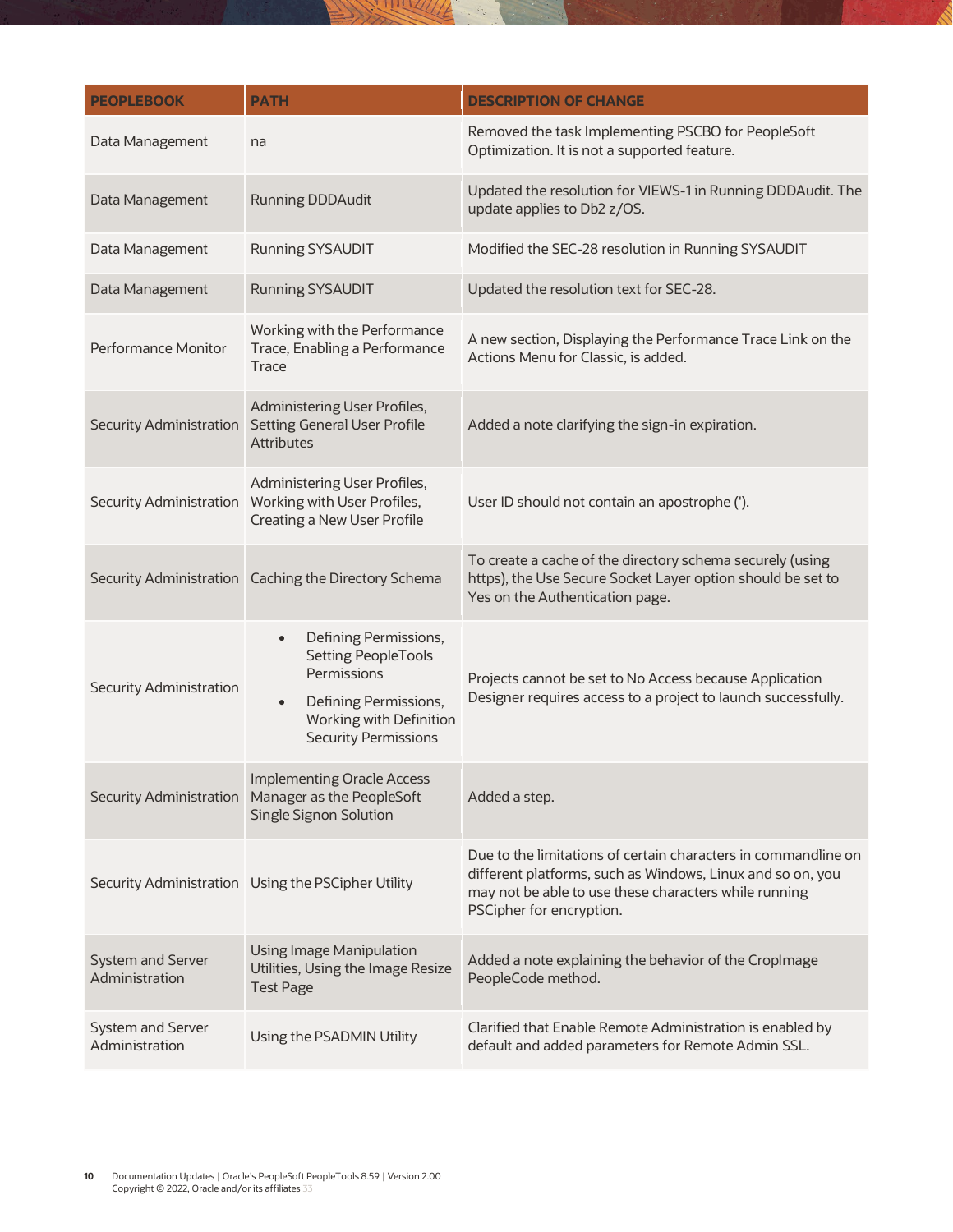| PEOPLEBOOK | PATH | DESCRIPTION OF CHANGE |
| --- | --- | --- |
| Data Management | na | Removed the task Implementing PSCBO for PeopleSoft Optimization. It is not a supported feature. |
| Data Management | Running DDDAudit | Updated the resolution for VIEWS-1 in Running DDDAudit. The update applies to Db2 z/OS. |
| Data Management | Running SYSAUDIT | Modified the SEC-28 resolution in Running SYSAUDIT |
| Data Management | Running SYSAUDIT | Updated the resolution text for SEC-28. |
| Performance Monitor | Working with the Performance Trace, Enabling a Performance Trace | A new section, Displaying the Performance Trace Link on the Actions Menu for Classic, is added. |
| Security Administration | Administering User Profiles, Setting General User Profile Attributes | Added a note clarifying the sign-in expiration. |
| Security Administration | Administering User Profiles, Working with User Profiles, Creating a New User Profile | User ID should not contain an apostrophe ('). |
| Security Administration | Caching the Directory Schema | To create a cache of the directory schema securely (using https), the Use Secure Socket Layer option should be set to Yes on the Authentication page. |
| Security Administration | • Defining Permissions, Setting PeopleTools Permissions<br>• Defining Permissions, Working with Definition Security Permissions | Projects cannot be set to No Access because Application Designer requires access to a project to launch successfully. |
| Security Administration | Implementing Oracle Access Manager as the PeopleSoft Single Signon Solution | Added a step. |
| Security Administration | Using the PSCipher Utility | Due to the limitations of certain characters in commandline on different platforms, such as Windows, Linux and so on, you may not be able to use these characters while running PSCipher for encryption. |
| System and Server Administration | Using Image Manipulation Utilities, Using the Image Resize Test Page | Added a note explaining the behavior of the CropImage PeopleCode method. |
| System and Server Administration | Using the PSADMIN Utility | Clarified that Enable Remote Administration is enabled by default and added parameters for Remote Admin SSL. |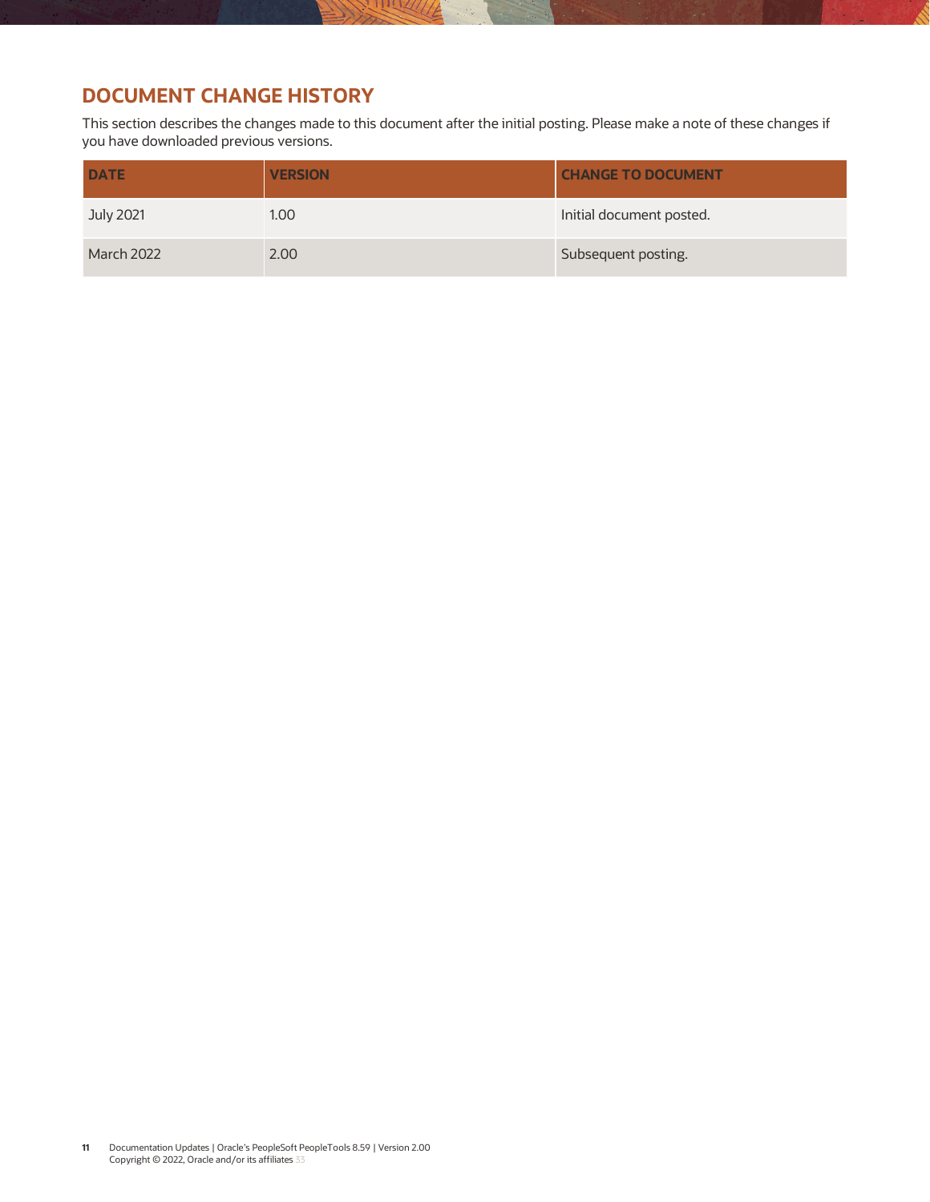## DOCUMENT CHANGE HISTORY

This section describes the changes made to this document after the initial posting. Please make a note of these changes if you have downloaded previous versions.

| DATE | VERSION | CHANGE TO DOCUMENT |
|---|---|---|
| July 2021 | 1.00 | Initial document posted. |
| March 2022 | 2.00 | Subsequent posting. |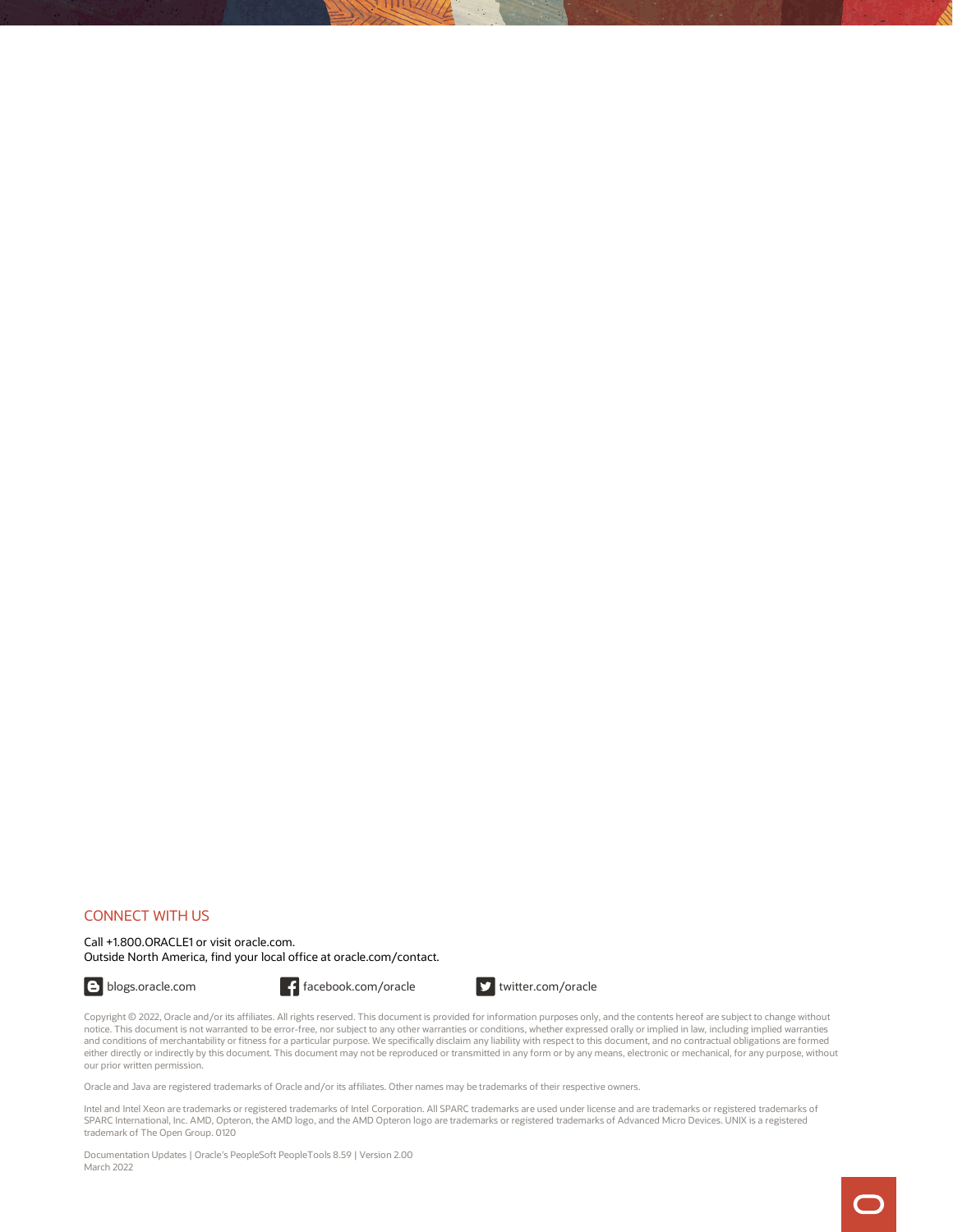## CONNECT WITH US

Call +1.800.ORACLE1 or visit oracle.com.
Outside North America, find your local office at oracle.com/contact.

blogs.oracle.com    facebook.com/oracle    twitter.com/oracle

Copyright © 2022, Oracle and/or its affiliates. All rights reserved. This document is provided for information purposes only, and the contents hereof are subject to change without notice. This document is not warranted to be error-free, nor subject to any other warranties or conditions, whether expressed orally or implied in law, including implied warranties and conditions of merchantability or fitness for a particular purpose. We specifically disclaim any liability with respect to this document, and no contractual obligations are formed either directly or indirectly by this document. This document may not be reproduced or transmitted in any form or by any means, electronic or mechanical, for any purpose, without our prior written permission.

Oracle and Java are registered trademarks of Oracle and/or its affiliates. Other names may be trademarks of their respective owners.

Intel and Intel Xeon are trademarks or registered trademarks of Intel Corporation. All SPARC trademarks are used under license and are trademarks or registered trademarks of SPARC International, Inc. AMD, Opteron, the AMD logo, and the AMD Opteron logo are trademarks or registered trademarks of Advanced Micro Devices. UNIX is a registered trademark of The Open Group. 0120

Documentation Updates | Oracle's PeopleSoft PeopleTools 8.59 | Version 2.00
March 2022